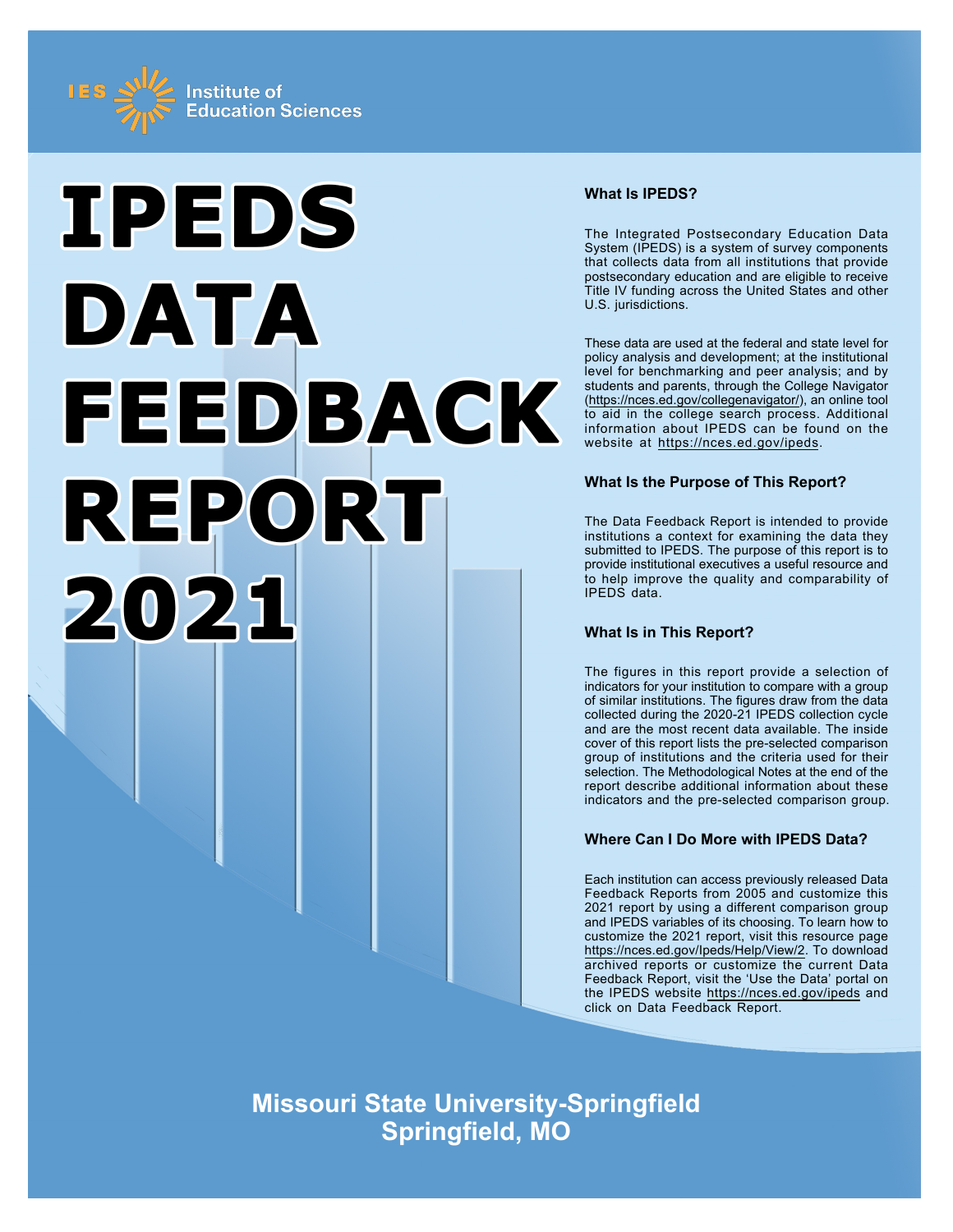IES Institute of Education Sciences

# IPEDS DATA FEEDBACK REPORT 2021

### What Is IPEDS?

The Integrated Postsecondary Education Data System (IPEDS) is a system of survey components that collects data from all institutions that provide postsecondary education and are eligible to receive Title IV funding across the United States and other U.S. jurisdictions.

These data are used at the federal and state level for policy analysis and development; at the institutional level for benchmarking and peer analysis; and by students and parents, through the College Navigator (https://nces.ed.gov/collegenavigator/), an online tool to aid in the college search process. Additional information about IPEDS can be found on the website at https://nces.ed.gov/ipeds.

### What Is the Purpose of This Report?

The Data Feedback Report is intended to provide institutions a context for examining the data they submitted to IPEDS. The purpose of this report is to provide institutional executives a useful resource and to help improve the quality and comparability of IPEDS data.

### What Is in This Report?

The figures in this report provide a selection of indicators for your institution to compare with a group of similar institutions. The figures draw from the data collected during the 2020-21 IPEDS collection cycle and are the most recent data available. The inside cover of this report lists the pre-selected comparison group of institutions and the criteria used for their selection. The Methodological Notes at the end of the report describe additional information about these indicators and the pre-selected comparison group.

### Where Can I Do More with IPEDS Data?

Each institution can access previously released Data Feedback Reports from 2005 and customize this 2021 report by using a different comparison group and IPEDS variables of its choosing. To learn how to customize the 2021 report, visit this resource page https://nces.ed.gov/Ipeds/Help/View/2. To download archived reports or customize the current Data Feedback Report, visit the 'Use the Data' portal on the IPEDS website https://nces.ed.gov/ipeds and click on Data Feedback Report.

## Missouri State University-Springfield
## Springfield, MO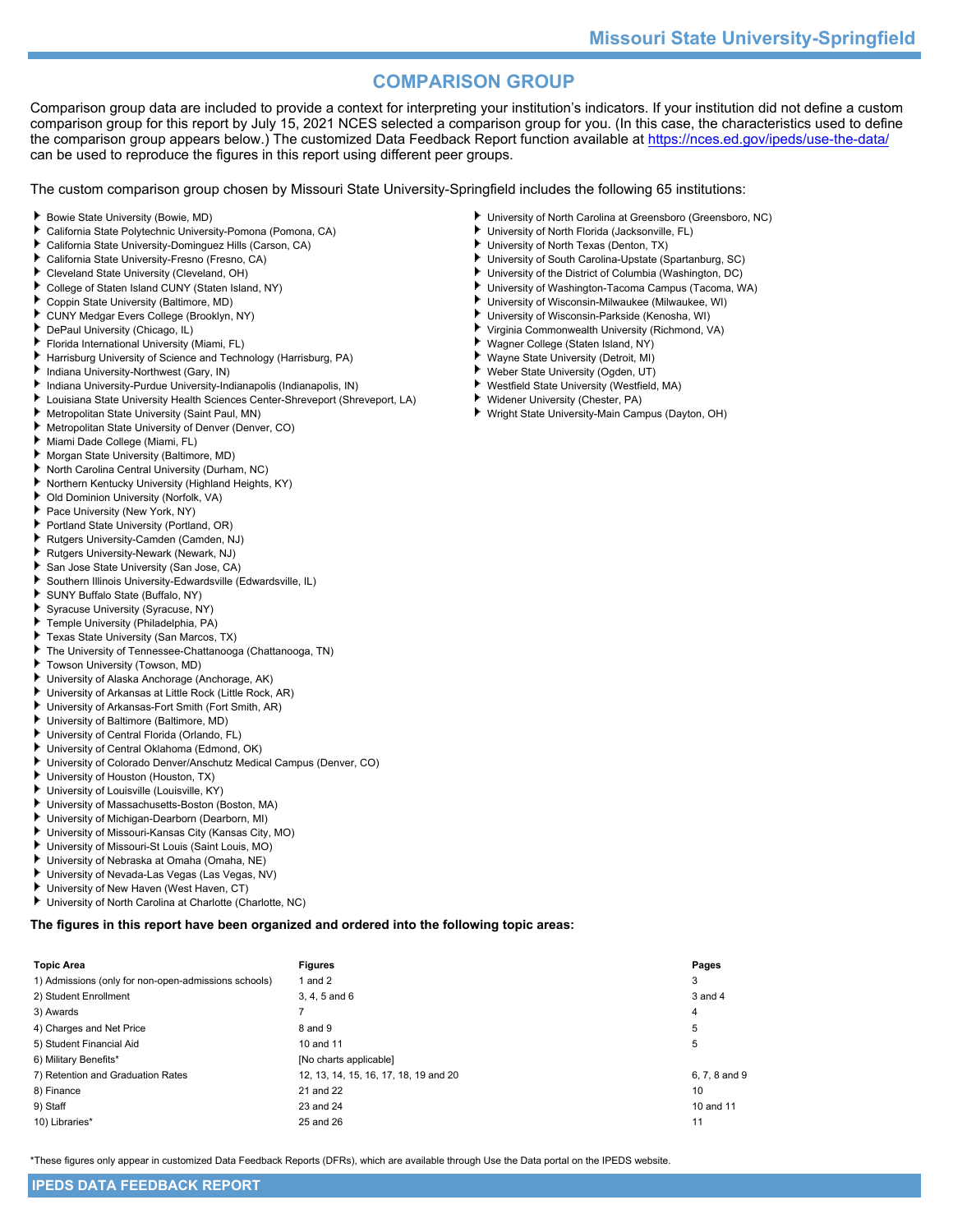## COMPARISON GROUP

Comparison group data are included to provide a context for interpreting your institution's indicators. If your institution did not define a custom comparison group for this report by July 15, 2021 NCES selected a comparison group for you. (In this case, the characteristics used to define the comparison group appears below.) The customized Data Feedback Report function available at https://nces.ed.gov/ipeds/use-the-data/ can be used to reproduce the figures in this report using different peer groups.

The custom comparison group chosen by Missouri State University-Springfield includes the following 65 institutions:

- Bowie State University (Bowie, MD)
- California State Polytechnic University-Pomona (Pomona, CA)
- California State University-Dominguez Hills (Carson, CA)
- California State University-Fresno (Fresno, CA)
- Cleveland State University (Cleveland, OH)
- College of Staten Island CUNY (Staten Island, NY)
- Coppin State University (Baltimore, MD)
- CUNY Medgar Evers College (Brooklyn, NY)
- DePaul University (Chicago, IL)
- Florida International University (Miami, FL)
- Harrisburg University of Science and Technology (Harrisburg, PA)
- Indiana University-Northwest (Gary, IN)
- Indiana University-Purdue University-Indianapolis (Indianapolis, IN)
- Louisiana State University Health Sciences Center-Shreveport (Shreveport, LA)
- Metropolitan State University (Saint Paul, MN)
- Metropolitan State University of Denver (Denver, CO)
- Miami Dade College (Miami, FL)
- Morgan State University (Baltimore, MD)
- North Carolina Central University (Durham, NC)
- Northern Kentucky University (Highland Heights, KY)
- Old Dominion University (Norfolk, VA)
- Pace University (New York, NY)
- Portland State University (Portland, OR)
- Rutgers University-Camden (Camden, NJ)
- Rutgers University-Newark (Newark, NJ)
- San Jose State University (San Jose, CA)
- Southern Illinois University-Edwardsville (Edwardsville, IL)
- SUNY Buffalo State (Buffalo, NY)
- Syracuse University (Syracuse, NY)
- Temple University (Philadelphia, PA)
- Texas State University (San Marcos, TX)
- The University of Tennessee-Chattanooga (Chattanooga, TN)
- Towson University (Towson, MD)
- University of Alaska Anchorage (Anchorage, AK)
- University of Arkansas at Little Rock (Little Rock, AR)
- University of Arkansas-Fort Smith (Fort Smith, AR)
- University of Baltimore (Baltimore, MD)
- University of Central Florida (Orlando, FL)
- University of Central Oklahoma (Edmond, OK)
- University of Colorado Denver/Anschutz Medical Campus (Denver, CO)
- University of Houston (Houston, TX)
- University of Louisville (Louisville, KY)
- University of Massachusetts-Boston (Boston, MA)
- University of Michigan-Dearborn (Dearborn, MI)
- University of Missouri-Kansas City (Kansas City, MO)
- University of Missouri-St Louis (Saint Louis, MO)
- University of Nebraska at Omaha (Omaha, NE)
- University of Nevada-Las Vegas (Las Vegas, NV)
- University of New Haven (West Haven, CT)
- University of North Carolina at Charlotte (Charlotte, NC)
- University of North Carolina at Greensboro (Greensboro, NC)
- University of North Florida (Jacksonville, FL)
- University of North Texas (Denton, TX)
- University of South Carolina-Upstate (Spartanburg, SC)
- University of the District of Columbia (Washington, DC)
- University of Washington-Tacoma Campus (Tacoma, WA)
- University of Wisconsin-Milwaukee (Milwaukee, WI)
- University of Wisconsin-Parkside (Kenosha, WI)
- Virginia Commonwealth University (Richmond, VA)
- Wagner College (Staten Island, NY)
- Wayne State University (Detroit, MI)
- Weber State University (Ogden, UT)
- Westfield State University (Westfield, MA)
- Widener University (Chester, PA)
- Wright State University-Main Campus (Dayton, OH)

**The figures in this report have been organized and ordered into the following topic areas:**

| Topic Area | Figures | Pages |
|---|---|---|
| 1) Admissions (only for non-open-admissions schools) | 1 and 2 | 3 |
| 2) Student Enrollment | 3, 4, 5 and 6 | 3 and 4 |
| 3) Awards | 7 | 4 |
| 4) Charges and Net Price | 8 and 9 | 5 |
| 5) Student Financial Aid | 10 and 11 | 5 |
| 6) Military Benefits* | [No charts applicable] | |
| 7) Retention and Graduation Rates | 12, 13, 14, 15, 16, 17, 18, 19 and 20 | 6, 7, 8 and 9 |
| 8) Finance | 21 and 22 | 10 |
| 9) Staff | 23 and 24 | 10 and 11 |
| 10) Libraries* | 25 and 26 | 11 |

*These figures only appear in customized Data Feedback Reports (DFRs), which are available through Use the Data portal on the IPEDS website.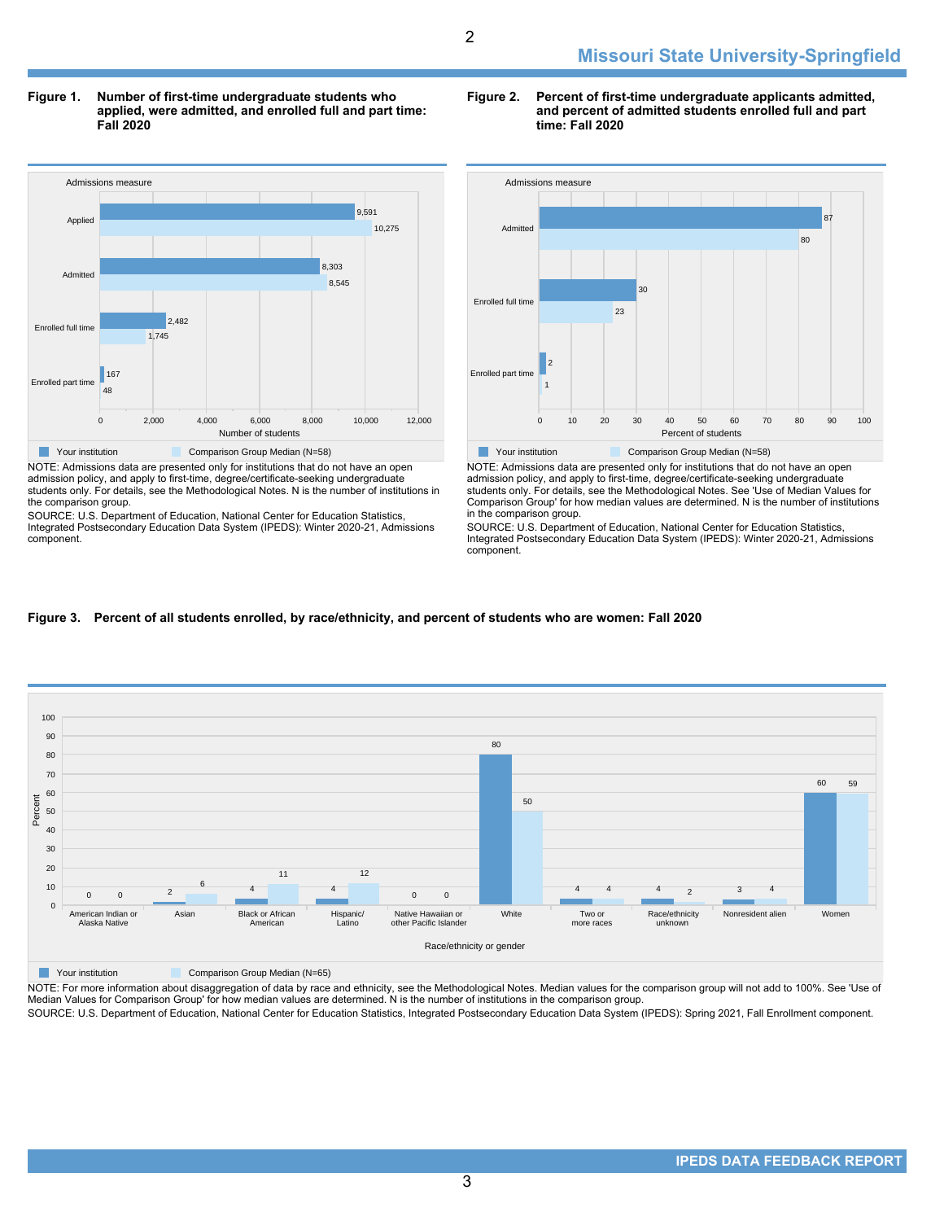**Figure 1. Number of first-time undergraduate students who applied, were admitted, and enrolled full and part time: Fall 2020**

| Admissions measure | Your institution | Comparison Group Median (N=58) |
|---|---|---|
| Applied | 9,591 | 10,275 |
| Admitted | 8,303 | 8,545 |
| Enrolled full time | 2,482 | 1,745 |
| Enrolled part time | 167 | 48 |

NOTE: Admissions data are presented only for institutions that do not have an open admission policy, and apply to first-time, degree/certificate-seeking undergraduate students only. For details, see the Methodological Notes. N is the number of institutions in the comparison group.

SOURCE: U.S. Department of Education, National Center for Education Statistics, Integrated Postsecondary Education Data System (IPEDS): Winter 2020-21, Admissions component.

**Figure 2. Percent of first-time undergraduate applicants admitted, and percent of admitted students enrolled full and part time: Fall 2020**

| Admissions measure | Your institution | Comparison Group Median (N=58) |
|---|---|---|
| Admitted | 87 | 80 |
| Enrolled full time | 30 | 23 |
| Enrolled part time | 2 | 1 |

NOTE: Admissions data are presented only for institutions that do not have an open admission policy, and apply to first-time, degree/certificate-seeking undergraduate students only. For details, see the Methodological Notes. See 'Use of Median Values for Comparison Group' for how median values are determined. N is the number of institutions in the comparison group.

SOURCE: U.S. Department of Education, National Center for Education Statistics, Integrated Postsecondary Education Data System (IPEDS): Winter 2020-21, Admissions component.

**Figure 3. Percent of all students enrolled, by race/ethnicity, and percent of students who are women: Fall 2020**

| Race/ethnicity or gender | Your institution | Comparison Group Median (N=65) |
|---|---|---|
| American Indian or Alaska Native | 0 | 0 |
| Asian | 2 | 6 |
| Black or African American | 4 | 11 |
| Hispanic/Latino | 4 | 12 |
| Native Hawaiian or other Pacific Islander | 0 | 0 |
| White | 80 | 50 |
| Two or more races | 4 | 4 |
| Race/ethnicity unknown | 4 | 2 |
| Nonresident alien | 3 | 4 |
| Women | 60 | 59 |

NOTE: For more information about disaggregation of data by race and ethnicity, see the Methodological Notes. Median values for the comparison group will not add to 100%. See 'Use of Median Values for Comparison Group' for how median values are determined. N is the number of institutions in the comparison group.

SOURCE: U.S. Department of Education, National Center for Education Statistics, Integrated Postsecondary Education Data System (IPEDS): Spring 2021, Fall Enrollment component.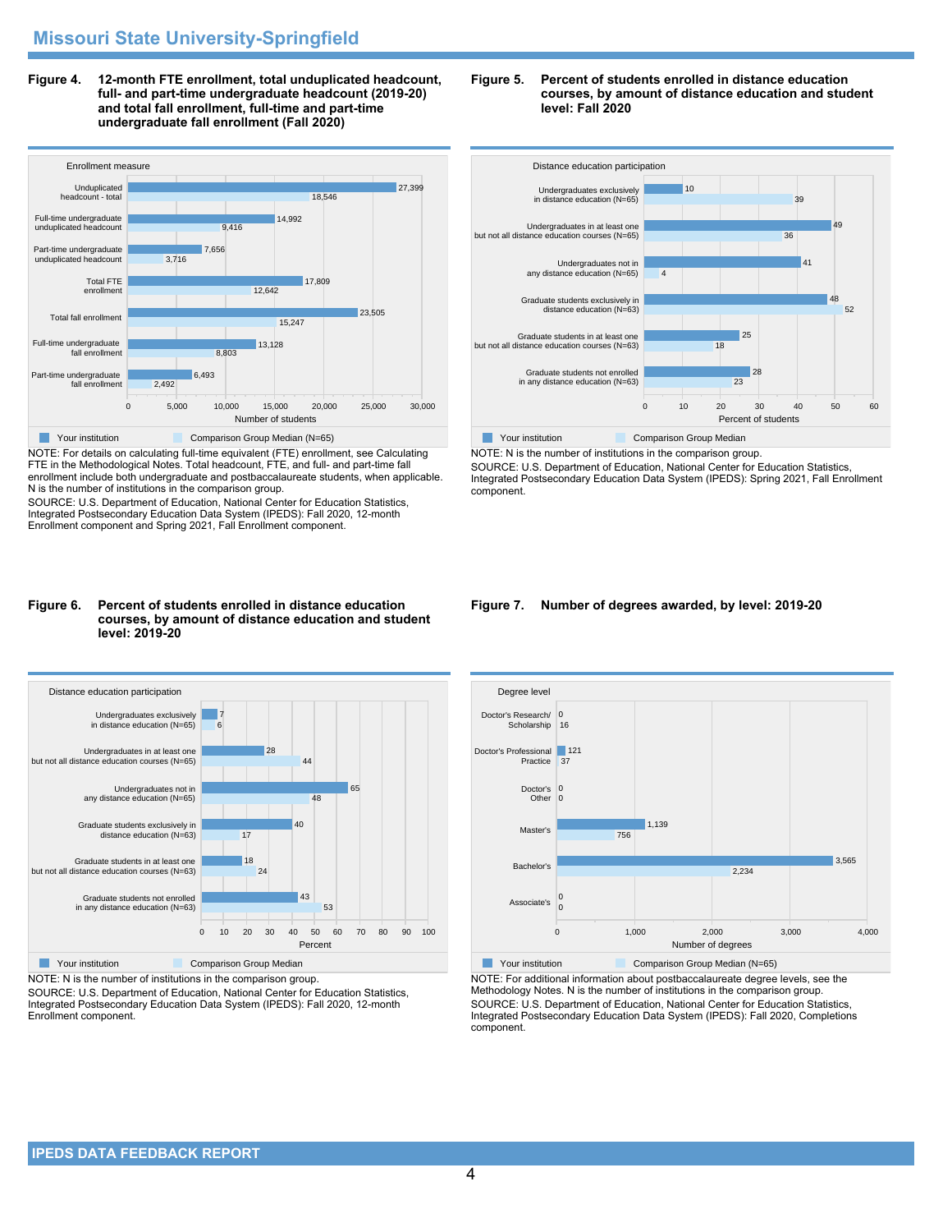## Missouri State University-Springfield

**Figure 4. 12-month FTE enrollment, total unduplicated headcount, full- and part-time undergraduate headcount (2019-20) and total fall enrollment, full-time and part-time undergraduate fall enrollment (Fall 2020)**

| Enrollment measure | Your institution | Comparison Group Median (N=65) |
|---|---|---|
| Unduplicated headcount - total | 27,399 | 18,546 |
| Full-time undergraduate unduplicated headcount | 14,992 | 9,416 |
| Part-time undergraduate unduplicated headcount | 7,656 | 3,716 |
| Total FTE enrollment | 17,809 | 12,642 |
| Total fall enrollment | 23,505 | 15,247 |
| Full-time undergraduate fall enrollment | 13,128 | 8,803 |
| Part-time undergraduate fall enrollment | 6,493 | 2,492 |

NOTE: For details on calculating full-time equivalent (FTE) enrollment, see Calculating FTE in the Methodological Notes. Total headcount, FTE, and full- and part-time fall enrollment include both undergraduate and postbaccalaureate students, when applicable. N is the number of institutions in the comparison group.
SOURCE: U.S. Department of Education, National Center for Education Statistics, Integrated Postsecondary Education Data System (IPEDS): Fall 2020, 12-month Enrollment component and Spring 2021, Fall Enrollment component.

**Figure 5. Percent of students enrolled in distance education courses, by amount of distance education and student level: Fall 2020**

| Distance education participation | Your institution | Comparison Group Median |
|---|---|---|
| Undergraduates exclusively in distance education (N=65) | 10 | 39 |
| Undergraduates in at least one but not all distance education courses (N=65) | 49 | 36 |
| Undergraduates not in any distance education (N=65) | 41 | 4 |
| Graduate students exclusively in distance education (N=63) | 48 | 52 |
| Graduate students in at least one but not all distance education courses (N=63) | 25 | 18 |
| Graduate students not enrolled in any distance education (N=63) | 28 | 23 |

NOTE: N is the number of institutions in the comparison group.
SOURCE: U.S. Department of Education, National Center for Education Statistics, Integrated Postsecondary Education Data System (IPEDS): Spring 2021, Fall Enrollment component.

**Figure 6. Percent of students enrolled in distance education courses, by amount of distance education and student level: 2019-20**

| Distance education participation | Your institution | Comparison Group Median |
|---|---|---|
| Undergraduates exclusively in distance education (N=65) | 7 | 6 |
| Undergraduates in at least one but not all distance education courses (N=65) | 28 | 44 |
| Undergraduates not in any distance education (N=65) | 65 | 48 |
| Graduate students exclusively in distance education (N=63) | 40 | 17 |
| Graduate students in at least one but not all distance education courses (N=63) | 18 | 24 |
| Graduate students not enrolled in any distance education (N=63) | 43 | 53 |

NOTE: N is the number of institutions in the comparison group.
SOURCE: U.S. Department of Education, National Center for Education Statistics, Integrated Postsecondary Education Data System (IPEDS): Fall 2020, 12-month Enrollment component.

**Figure 7. Number of degrees awarded, by level: 2019-20**

| Degree level | Your institution | Comparison Group Median (N=65) |
|---|---|---|
| Doctor's Research/ Scholarship | 0 | 16 |
| Doctor's Professional Practice | 121 | 37 |
| Doctor's Other | 0 | 0 |
| Master's | 1,139 | 756 |
| Bachelor's | 3,565 | 2,234 |
| Associate's | 0 | 0 |

NOTE: For additional information about postbaccalaureate degree levels, see the Methodology Notes. N is the number of institutions in the comparison group.
SOURCE: U.S. Department of Education, National Center for Education Statistics, Integrated Postsecondary Education Data System (IPEDS): Fall 2020, Completions component.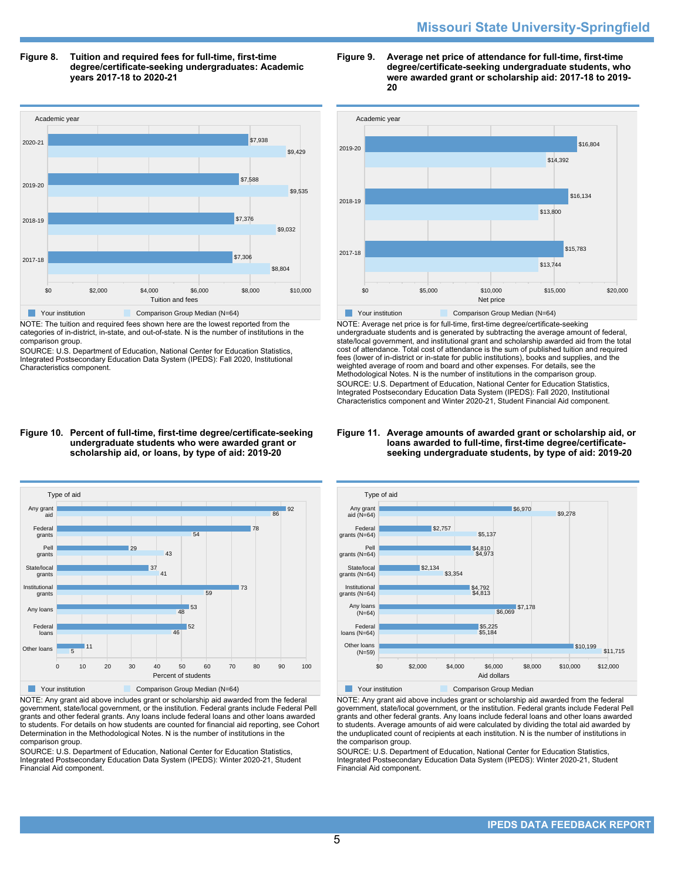## Missouri State University-Springfield

**Figure 8. Tuition and required fees for full-time, first-time degree/certificate-seeking undergraduates: Academic years 2017-18 to 2020-21**

| Academic year | Your institution | Comparison Group Median (N=64) |
|---|---|---|
| 2020-21 | $7,938 | $9,429 |
| 2019-20 | $7,588 | $9,535 |
| 2018-19 | $7,376 | $9,032 |
| 2017-18 | $7,306 | $8,804 |

NOTE: The tuition and required fees shown here are the lowest reported from the categories of in-district, in-state, and out-of-state. N is the number of institutions in the comparison group.

SOURCE: U.S. Department of Education, National Center for Education Statistics, Integrated Postsecondary Education Data System (IPEDS): Fall 2020, Institutional Characteristics component.

**Figure 9. Average net price of attendance for full-time, first-time degree/certificate-seeking undergraduate students, who were awarded grant or scholarship aid: 2017-18 to 2019-20**

| Academic year | Your institution | Comparison Group Median (N=64) |
|---|---|---|
| 2019-20 | $16,804 | $14,392 |
| 2018-19 | $16,134 | $13,800 |
| 2017-18 | $15,783 | $13,744 |

NOTE: Average net price is for full-time, first-time degree/certificate-seeking undergraduate students and is generated by subtracting the average amount of federal, state/local government, and institutional grant and scholarship awarded aid from the total cost of attendance. Total cost of attendance is the sum of published tuition and required fees (lower of in-district or in-state for public institutions), books and supplies, and the weighted average of room and board and other expenses. For details, see the Methodological Notes. N is the number of institutions in the comparison group.

SOURCE: U.S. Department of Education, National Center for Education Statistics, Integrated Postsecondary Education Data System (IPEDS): Fall 2020, Institutional Characteristics component and Winter 2020-21, Student Financial Aid component.

**Figure 10. Percent of full-time, first-time degree/certificate-seeking undergraduate students who were awarded grant or scholarship aid, or loans, by type of aid: 2019-20**

| Type of aid | Your institution | Comparison Group Median (N=64) |
|---|---|---|
| Any grant aid | 92 | 86 |
| Federal grants | 78 | 54 |
| Pell grants | 29 | 43 |
| State/local grants | 37 | 41 |
| Institutional grants | 73 | 59 |
| Any loans | 53 | 48 |
| Federal loans | 52 | 46 |
| Other loans | 11 | 5 |

NOTE: Any grant aid above includes grant or scholarship aid awarded from the federal government, state/local government, or the institution. Federal grants include Federal Pell grants and other federal grants. Any loans include federal loans and other loans awarded to students. For details on how students are counted for financial aid reporting, see Cohort Determination in the Methodological Notes. N is the number of institutions in the comparison group.

SOURCE: U.S. Department of Education, National Center for Education Statistics, Integrated Postsecondary Education Data System (IPEDS): Winter 2020-21, Student Financial Aid component.

**Figure 11. Average amounts of awarded grant or scholarship aid, or loans awarded to full-time, first-time degree/certificate-seeking undergraduate students, by type of aid: 2019-20**

| Type of aid | Your institution | Comparison Group Median |
|---|---|---|
| Any grant aid (N=64) | $6,970 | $9,278 |
| Federal grants (N=64) | $2,757 | $5,137 |
| Pell grants (N=64) | $4,810 | $4,973 |
| State/local grants (N=64) | $2,134 | $3,354 |
| Institutional grants (N=64) | $4,792 | $4,813 |
| Any loans (N=64) | $7,178 | $6,069 |
| Federal loans (N=64) | $5,225 | $5,184 |
| Other loans (N=59) | $10,199 | $11,715 |

NOTE: Any grant aid above includes grant or scholarship aid awarded from the federal government, state/local government, or the institution. Federal grants include Federal Pell grants and other federal grants. Any loans include federal loans and other loans awarded to students. Average amounts of aid were calculated by dividing the total aid awarded by the unduplicated count of recipients at each institution. N is the number of institutions in the comparison group.

SOURCE: U.S. Department of Education, National Center for Education Statistics, Integrated Postsecondary Education Data System (IPEDS): Winter 2020-21, Student Financial Aid component.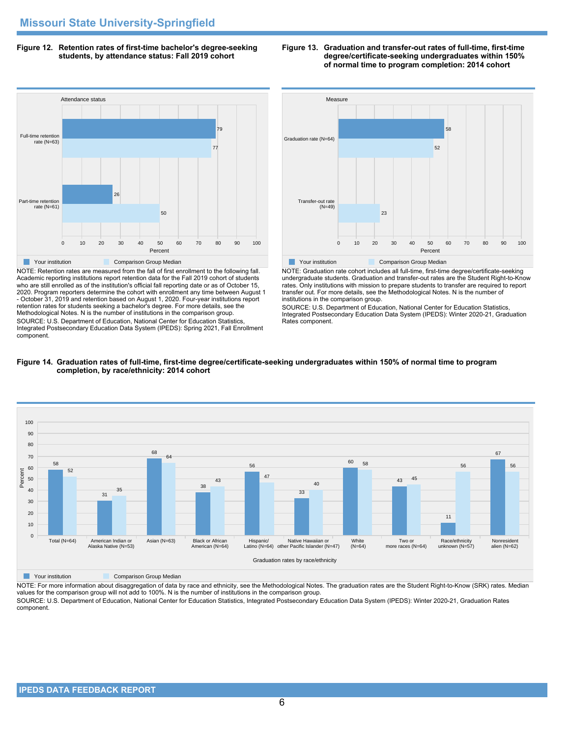## Missouri State University-Springfield

**Figure 12. Retention rates of first-time bachelor's degree-seeking students, by attendance status: Fall 2019 cohort**

| Attendance status | Your institution | Comparison Group Median |
|---|---|---|
| Full-time retention rate (N=63) | 79 | 77 |
| Part-time retention rate (N=61) | 26 | 50 |

NOTE: Retention rates are measured from the fall of first enrollment to the following fall. Academic reporting institutions report retention data for the Fall 2019 cohort of students who are still enrolled as of the institution's official fall reporting date or as of October 15, 2020. Program reporters determine the cohort with enrollment any time between August 1 - October 31, 2019 and retention based on August 1, 2020. Four-year institutions report retention rates for students seeking a bachelor's degree. For more details, see the Methodological Notes. N is the number of institutions in the comparison group.

SOURCE: U.S. Department of Education, National Center for Education Statistics, Integrated Postsecondary Education Data System (IPEDS): Spring 2021, Fall Enrollment component.

**Figure 13. Graduation and transfer-out rates of full-time, first-time degree/certificate-seeking undergraduates within 150% of normal time to program completion: 2014 cohort**

| Measure | Your institution | Comparison Group Median |
|---|---|---|
| Graduation rate (N=64) | 58 | 52 |
| Transfer-out rate (N=49) | | 23 |

NOTE: Graduation rate cohort includes all full-time, first-time degree/certificate-seeking undergraduate students. Graduation and transfer-out rates are the Student Right-to-Know rates. Only institutions with mission to prepare students to transfer are required to report transfer out. For more details, see the Methodological Notes. N is the number of institutions in the comparison group.

SOURCE: U.S. Department of Education, National Center for Education Statistics, Integrated Postsecondary Education Data System (IPEDS): Winter 2020-21, Graduation Rates component.

**Figure 14. Graduation rates of full-time, first-time degree/certificate-seeking undergraduates within 150% of normal time to program completion, by race/ethnicity: 2014 cohort**

| Graduation rates by race/ethnicity | Your institution | Comparison Group Median |
|---|---|---|
| Total (N=64) | 58 | 52 |
| American Indian or Alaska Native (N=53) | 31 | 35 |
| Asian (N=63) | 68 | 64 |
| Black or African American (N=64) | 38 | 43 |
| Hispanic/ Latino (N=64) | 56 | 47 |
| Native Hawaiian or other Pacific Islander (N=47) | 33 | 40 |
| White (N=64) | 60 | 58 |
| Two or more races (N=64) | 43 | 45 |
| Race/ethnicity unknown (N=57) | 11 | 56 |
| Nonresident alien (N=62) | 67 | 56 |

NOTE: For more information about disaggregation of data by race and ethnicity, see the Methodological Notes. The graduation rates are the Student Right-to-Know (SRK) rates. Median values for the comparison group will not add to 100%. N is the number of institutions in the comparison group.

SOURCE: U.S. Department of Education, National Center for Education Statistics, Integrated Postsecondary Education Data System (IPEDS): Winter 2020-21, Graduation Rates component.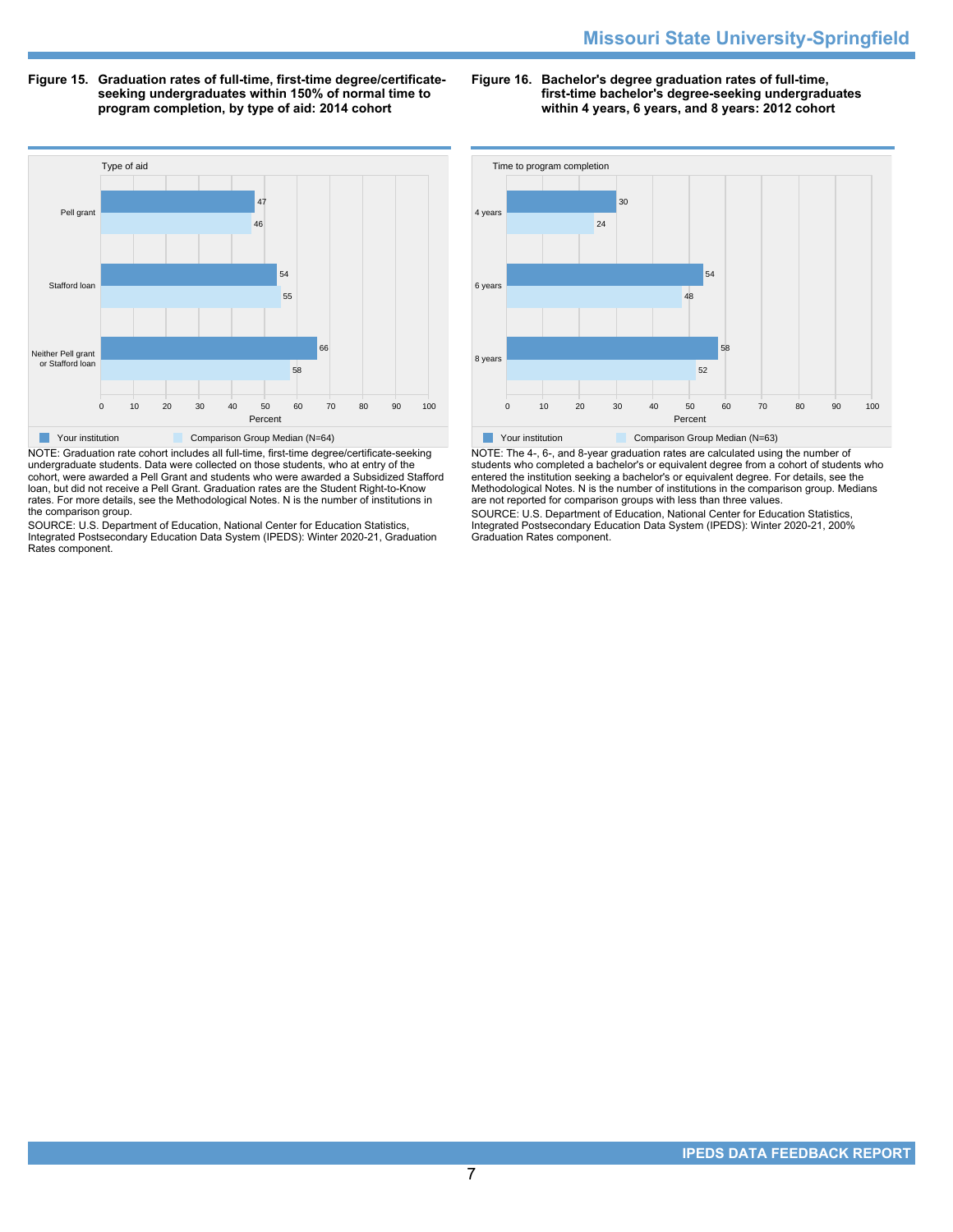**Figure 15. Graduation rates of full-time, first-time degree/certificate-seeking undergraduates within 150% of normal time to program completion, by type of aid: 2014 cohort**

| Type of aid | Your institution | Comparison Group Median (N=64) |
| --- | --- | --- |
| Pell grant | 47 | 46 |
| Stafford loan | 54 | 55 |
| Neither Pell grant or Stafford loan | 66 | 58 |

NOTE: Graduation rate cohort includes all full-time, first-time degree/certificate-seeking undergraduate students. Data were collected on those students, who at entry of the cohort, were awarded a Pell Grant and students who were awarded a Subsidized Stafford loan, but did not receive a Pell Grant. Graduation rates are the Student Right-to-Know rates. For more details, see the Methodological Notes. N is the number of institutions in the comparison group.

SOURCE: U.S. Department of Education, National Center for Education Statistics, Integrated Postsecondary Education Data System (IPEDS): Winter 2020-21, Graduation Rates component.

**Figure 16. Bachelor's degree graduation rates of full-time, first-time bachelor's degree-seeking undergraduates within 4 years, 6 years, and 8 years: 2012 cohort**

| Time to program completion | Your institution | Comparison Group Median (N=63) |
| --- | --- | --- |
| 4 years | 30 | 24 |
| 6 years | 54 | 48 |
| 8 years | 58 | 52 |

NOTE: The 4-, 6-, and 8-year graduation rates are calculated using the number of students who completed a bachelor's or equivalent degree from a cohort of students who entered the institution seeking a bachelor's or equivalent degree. For details, see the Methodological Notes. N is the number of institutions in the comparison group. Medians are not reported for comparison groups with less than three values.

SOURCE: U.S. Department of Education, National Center for Education Statistics, Integrated Postsecondary Education Data System (IPEDS): Winter 2020-21, 200% Graduation Rates component.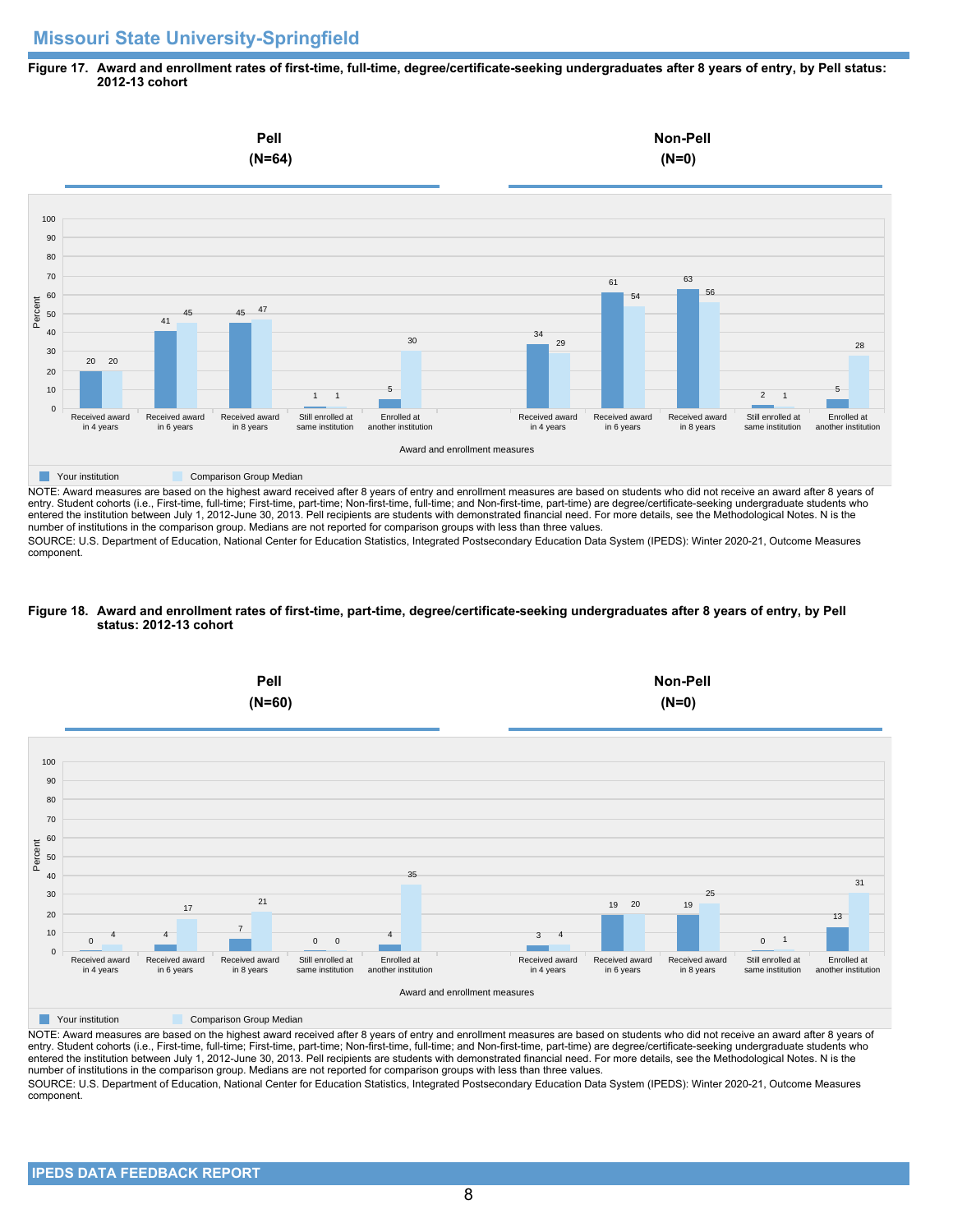## Missouri State University-Springfield

**Figure 17. Award and enrollment rates of first-time, full-time, degree/certificate-seeking undergraduates after 8 years of entry, by Pell status: 2012-13 cohort**

**Pell (N=64)**

| Award and enrollment measures | Your institution | Comparison Group Median |
|---|---|---|
| Received award in 4 years | 20 | 20 |
| Received award in 6 years | 41 | 45 |
| Received award in 8 years | 45 | 47 |
| Still enrolled at same institution | 1 | 1 |
| Enrolled at another institution | 5 | 30 |

**Non-Pell (N=0)**

| Award and enrollment measures | Your institution | Comparison Group Median |
|---|---|---|
| Received award in 4 years | 34 | 29 |
| Received award in 6 years | 61 | 54 |
| Received award in 8 years | 63 | 56 |
| Still enrolled at same institution | 2 | 1 |
| Enrolled at another institution | 5 | 28 |

NOTE: Award measures are based on the highest award received after 8 years of entry and enrollment measures are based on students who did not receive an award after 8 years of entry. Student cohorts (i.e., First-time, full-time; First-time, part-time; Non-first-time, full-time; and Non-first-time, part-time) are degree/certificate-seeking undergraduate students who entered the institution between July 1, 2012-June 30, 2013. Pell recipients are students with demonstrated financial need. For more details, see the Methodological Notes. N is the number of institutions in the comparison group. Medians are not reported for comparison groups with less than three values.

SOURCE: U.S. Department of Education, National Center for Education Statistics, Integrated Postsecondary Education Data System (IPEDS): Winter 2020-21, Outcome Measures component.

**Figure 18. Award and enrollment rates of first-time, part-time, degree/certificate-seeking undergraduates after 8 years of entry, by Pell status: 2012-13 cohort**

**Pell (N=60)**

| Award and enrollment measures | Your institution | Comparison Group Median |
|---|---|---|
| Received award in 4 years | 0 | 4 |
| Received award in 6 years | 4 | 17 |
| Received award in 8 years | 7 | 21 |
| Still enrolled at same institution | 0 | 0 |
| Enrolled at another institution | 4 | 35 |

**Non-Pell (N=0)**

| Award and enrollment measures | Your institution | Comparison Group Median |
|---|---|---|
| Received award in 4 years | 3 | 4 |
| Received award in 6 years | 19 | 20 |
| Received award in 8 years | 19 | 25 |
| Still enrolled at same institution | 0 | 1 |
| Enrolled at another institution | 13 | 31 |

NOTE: Award measures are based on the highest award received after 8 years of entry and enrollment measures are based on students who did not receive an award after 8 years of entry. Student cohorts (i.e., First-time, full-time; First-time, part-time; Non-first-time, full-time; and Non-first-time, part-time) are degree/certificate-seeking undergraduate students who entered the institution between July 1, 2012-June 30, 2013. Pell recipients are students with demonstrated financial need. For more details, see the Methodological Notes. N is the number of institutions in the comparison group. Medians are not reported for comparison groups with less than three values.

SOURCE: U.S. Department of Education, National Center for Education Statistics, Integrated Postsecondary Education Data System (IPEDS): Winter 2020-21, Outcome Measures component.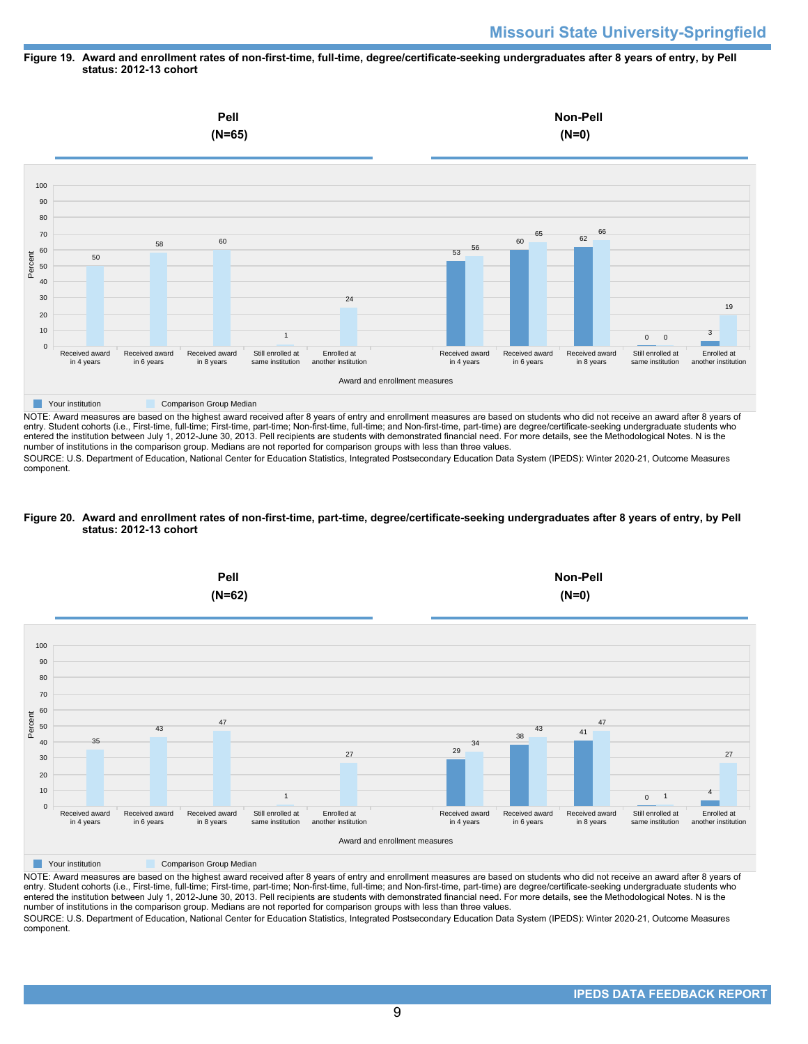**Figure 19. Award and enrollment rates of non-first-time, full-time, degree/certificate-seeking undergraduates after 8 years of entry, by Pell status: 2012-13 cohort**

| Award and enrollment measures | Pell (N=65) Your institution | Pell (N=65) Comparison Group Median | Non-Pell (N=0) Your institution | Non-Pell (N=0) Comparison Group Median |
|---|---|---|---|---|
| Received award in 4 years | | 50 | 53 | 56 |
| Received award in 6 years | | 58 | 60 | 65 |
| Received award in 8 years | | 60 | 62 | 66 |
| Still enrolled at same institution | | 1 | 0 | 0 |
| Enrolled at another institution | | 24 | 3 | 19 |

NOTE: Award measures are based on the highest award received after 8 years of entry and enrollment measures are based on students who did not receive an award after 8 years of entry. Student cohorts (i.e., First-time, full-time; First-time, part-time; Non-first-time, full-time; and Non-first-time, part-time) are degree/certificate-seeking undergraduate students who entered the institution between July 1, 2012-June 30, 2013. Pell recipients are students with demonstrated financial need. For more details, see the Methodological Notes. N is the number of institutions in the comparison group. Medians are not reported for comparison groups with less than three values.

SOURCE: U.S. Department of Education, National Center for Education Statistics, Integrated Postsecondary Education Data System (IPEDS): Winter 2020-21, Outcome Measures component.

**Figure 20. Award and enrollment rates of non-first-time, part-time, degree/certificate-seeking undergraduates after 8 years of entry, by Pell status: 2012-13 cohort**

| Award and enrollment measures | Pell (N=62) Your institution | Pell (N=62) Comparison Group Median | Non-Pell (N=0) Your institution | Non-Pell (N=0) Comparison Group Median |
|---|---|---|---|---|
| Received award in 4 years | | 35 | 29 | 34 |
| Received award in 6 years | | 43 | 38 | 43 |
| Received award in 8 years | | 47 | 41 | 47 |
| Still enrolled at same institution | | 1 | 0 | 1 |
| Enrolled at another institution | | 27 | 4 | 27 |

NOTE: Award measures are based on the highest award received after 8 years of entry and enrollment measures are based on students who did not receive an award after 8 years of entry. Student cohorts (i.e., First-time, full-time; First-time, part-time; Non-first-time, full-time; and Non-first-time, part-time) are degree/certificate-seeking undergraduate students who entered the institution between July 1, 2012-June 30, 2013. Pell recipients are students with demonstrated financial need. For more details, see the Methodological Notes. N is the number of institutions in the comparison group. Medians are not reported for comparison groups with less than three values.

SOURCE: U.S. Department of Education, National Center for Education Statistics, Integrated Postsecondary Education Data System (IPEDS): Winter 2020-21, Outcome Measures component.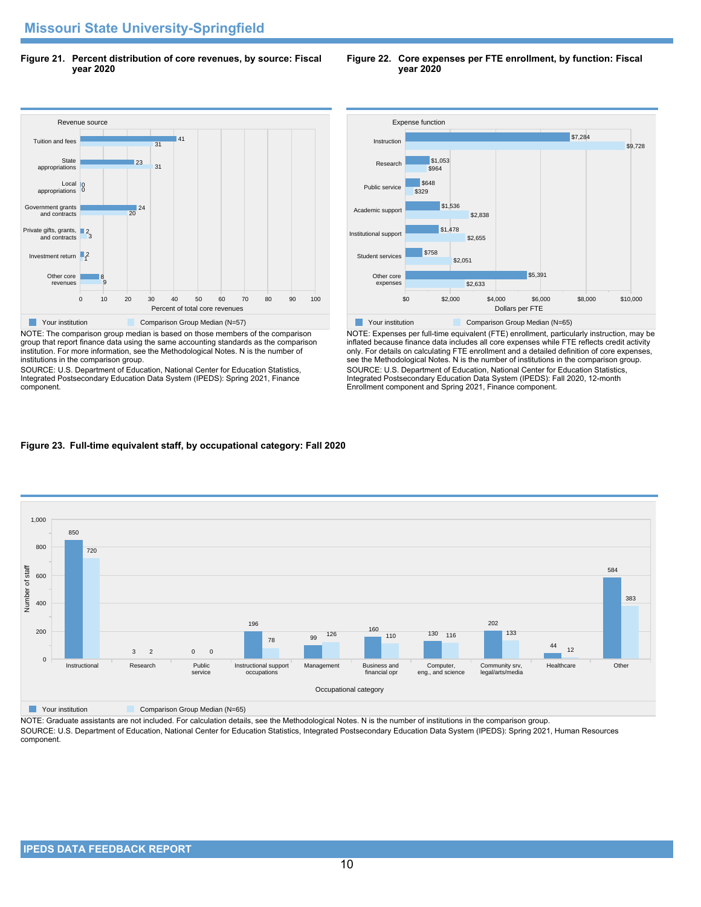## Missouri State University-Springfield

**Figure 21. Percent distribution of core revenues, by source: Fiscal year 2020**

| Revenue source | Your institution | Comparison Group Median (N=57) |
|---|---|---|
| Tuition and fees | 41 | 31 |
| State appropriations | 23 | 31 |
| Local appropriations | 0 | 0 |
| Government grants and contracts | 24 | 20 |
| Private gifts, grants, and contracts | 2 | 3 |
| Investment return | 2 | 1 |
| Other core revenues | 8 | 9 |

Percent of total core revenues

NOTE: The comparison group median is based on those members of the comparison group that report finance data using the same accounting standards as the comparison institution. For more information, see the Methodological Notes. N is the number of institutions in the comparison group.

SOURCE: U.S. Department of Education, National Center for Education Statistics, Integrated Postsecondary Education Data System (IPEDS): Spring 2021, Finance component.

**Figure 22. Core expenses per FTE enrollment, by function: Fiscal year 2020**

| Expense function | Your institution | Comparison Group Median (N=65) |
|---|---|---|
| Instruction | $7,284 | $9,728 |
| Research | $1,053 | $964 |
| Public service | $648 | $329 |
| Academic support | $1,536 | $2,838 |
| Institutional support | $1,478 | $2,655 |
| Student services | $758 | $2,051 |
| Other core expenses | $5,391 | $2,633 |

Dollars per FTE

NOTE: Expenses per full-time equivalent (FTE) enrollment, particularly instruction, may be inflated because finance data includes all core expenses while FTE reflects credit activity only. For details on calculating FTE enrollment and a detailed definition of core expenses, see the Methodological Notes. N is the number of institutions in the comparison group.

SOURCE: U.S. Department of Education, National Center for Education Statistics, Integrated Postsecondary Education Data System (IPEDS): Fall 2020, 12-month Enrollment component and Spring 2021, Finance component.

**Figure 23. Full-time equivalent staff, by occupational category: Fall 2020**

| Occupational category | Your institution | Comparison Group Median (N=65) |
|---|---|---|
| Instructional | 850 | 720 |
| Research | 3 | 2 |
| Public service | 0 | 0 |
| Instructional support occupations | 196 | 78 |
| Management | 99 | 126 |
| Business and financial opr | 160 | 110 |
| Computer, eng., and science | 130 | 116 |
| Community srv, legal/arts/media | 202 | 133 |
| Healthcare | 44 | 12 |
| Other | 584 | 383 |

Number of staff

NOTE: Graduate assistants are not included. For calculation details, see the Methodological Notes. N is the number of institutions in the comparison group.

SOURCE: U.S. Department of Education, National Center for Education Statistics, Integrated Postsecondary Education Data System (IPEDS): Spring 2021, Human Resources component.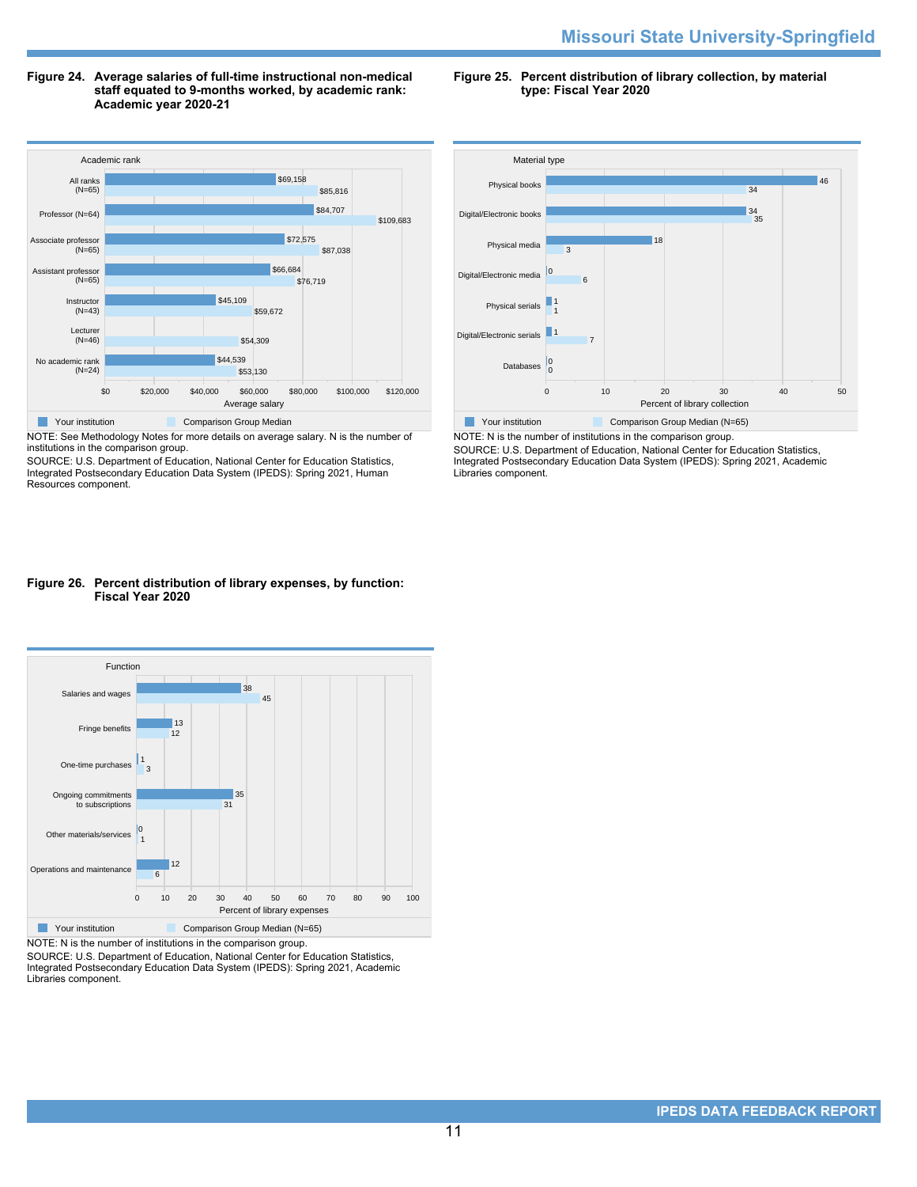**Figure 24. Average salaries of full-time instructional non-medical staff equated to 9-months worked, by academic rank: Academic year 2020-21**

| Academic rank | Your institution | Comparison Group Median |
|---|---|---|
| All ranks (N=65) | $69,158 | $85,816 |
| Professor (N=64) | $84,707 | $109,683 |
| Associate professor (N=65) | $72,575 | $87,038 |
| Assistant professor (N=65) | $66,684 | $76,719 |
| Instructor (N=43) | $45,109 | $59,672 |
| Lecturer (N=46) | | $54,309 |
| No academic rank (N=24) | $44,539 | $53,130 |

NOTE: See Methodology Notes for more details on average salary. N is the number of institutions in the comparison group.

SOURCE: U.S. Department of Education, National Center for Education Statistics, Integrated Postsecondary Education Data System (IPEDS): Spring 2021, Human Resources component.

**Figure 25. Percent distribution of library collection, by material type: Fiscal Year 2020**

| Material type | Your institution | Comparison Group Median (N=65) |
|---|---|---|
| Physical books | 46 | 34 |
| Digital/Electronic books | 34 | 35 |
| Physical media | 18 | 3 |
| Digital/Electronic media | 0 | 6 |
| Physical serials | 1 | 1 |
| Digital/Electronic serials | 1 | 7 |
| Databases | 0 | 0 |

NOTE: N is the number of institutions in the comparison group.

SOURCE: U.S. Department of Education, National Center for Education Statistics, Integrated Postsecondary Education Data System (IPEDS): Spring 2021, Academic Libraries component.

**Figure 26. Percent distribution of library expenses, by function: Fiscal Year 2020**

| Function | Your institution | Comparison Group Median (N=65) |
|---|---|---|
| Salaries and wages | 38 | 45 |
| Fringe benefits | 13 | 12 |
| One-time purchases | 1 | 3 |
| Ongoing commitments to subscriptions | 35 | 31 |
| Other materials/services | 0 | 1 |
| Operations and maintenance | 12 | 6 |

NOTE: N is the number of institutions in the comparison group.

SOURCE: U.S. Department of Education, National Center for Education Statistics, Integrated Postsecondary Education Data System (IPEDS): Spring 2021, Academic Libraries component.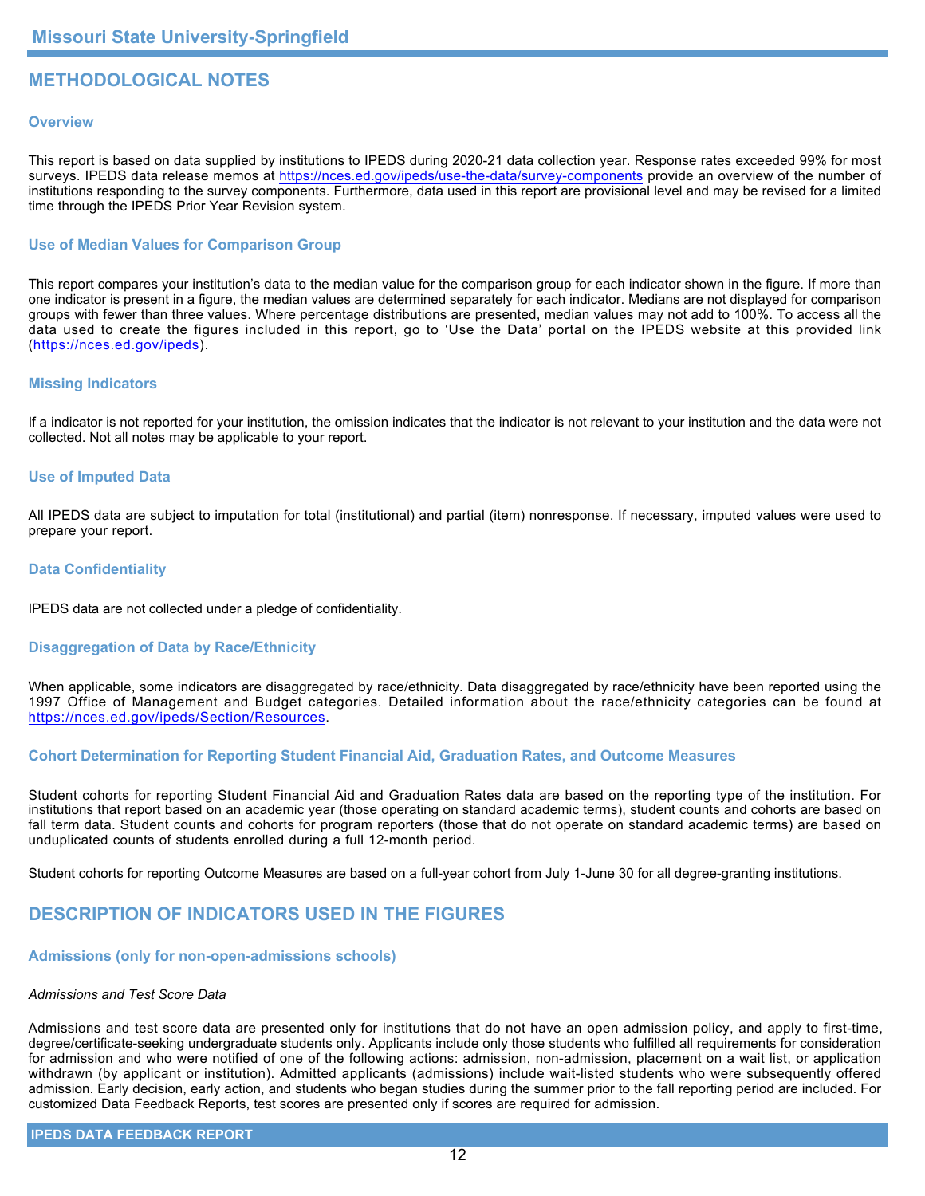## METHODOLOGICAL NOTES

### Overview

This report is based on data supplied by institutions to IPEDS during 2020-21 data collection year. Response rates exceeded 99% for most surveys. IPEDS data release memos at https://nces.ed.gov/ipeds/use-the-data/survey-components provide an overview of the number of institutions responding to the survey components. Furthermore, data used in this report are provisional level and may be revised for a limited time through the IPEDS Prior Year Revision system.

### Use of Median Values for Comparison Group

This report compares your institution's data to the median value for the comparison group for each indicator shown in the figure. If more than one indicator is present in a figure, the median values are determined separately for each indicator. Medians are not displayed for comparison groups with fewer than three values. Where percentage distributions are presented, median values may not add to 100%. To access all the data used to create the figures included in this report, go to 'Use the Data' portal on the IPEDS website at this provided link (https://nces.ed.gov/ipeds).

### Missing Indicators

If a indicator is not reported for your institution, the omission indicates that the indicator is not relevant to your institution and the data were not collected. Not all notes may be applicable to your report.

### Use of Imputed Data

All IPEDS data are subject to imputation for total (institutional) and partial (item) nonresponse. If necessary, imputed values were used to prepare your report.

### Data Confidentiality

IPEDS data are not collected under a pledge of confidentiality.

### Disaggregation of Data by Race/Ethnicity

When applicable, some indicators are disaggregated by race/ethnicity. Data disaggregated by race/ethnicity have been reported using the 1997 Office of Management and Budget categories. Detailed information about the race/ethnicity categories can be found at https://nces.ed.gov/ipeds/Section/Resources.

### Cohort Determination for Reporting Student Financial Aid, Graduation Rates, and Outcome Measures

Student cohorts for reporting Student Financial Aid and Graduation Rates data are based on the reporting type of the institution. For institutions that report based on an academic year (those operating on standard academic terms), student counts and cohorts are based on fall term data. Student counts and cohorts for program reporters (those that do not operate on standard academic terms) are based on unduplicated counts of students enrolled during a full 12-month period.

Student cohorts for reporting Outcome Measures are based on a full-year cohort from July 1-June 30 for all degree-granting institutions.

## DESCRIPTION OF INDICATORS USED IN THE FIGURES

### Admissions (only for non-open-admissions schools)

*Admissions and Test Score Data*

Admissions and test score data are presented only for institutions that do not have an open admission policy, and apply to first-time, degree/certificate-seeking undergraduate students only. Applicants include only those students who fulfilled all requirements for consideration for admission and who were notified of one of the following actions: admission, non-admission, placement on a wait list, or application withdrawn (by applicant or institution). Admitted applicants (admissions) include wait-listed students who were subsequently offered admission. Early decision, early action, and students who began studies during the summer prior to the fall reporting period are included. For customized Data Feedback Reports, test scores are presented only if scores are required for admission.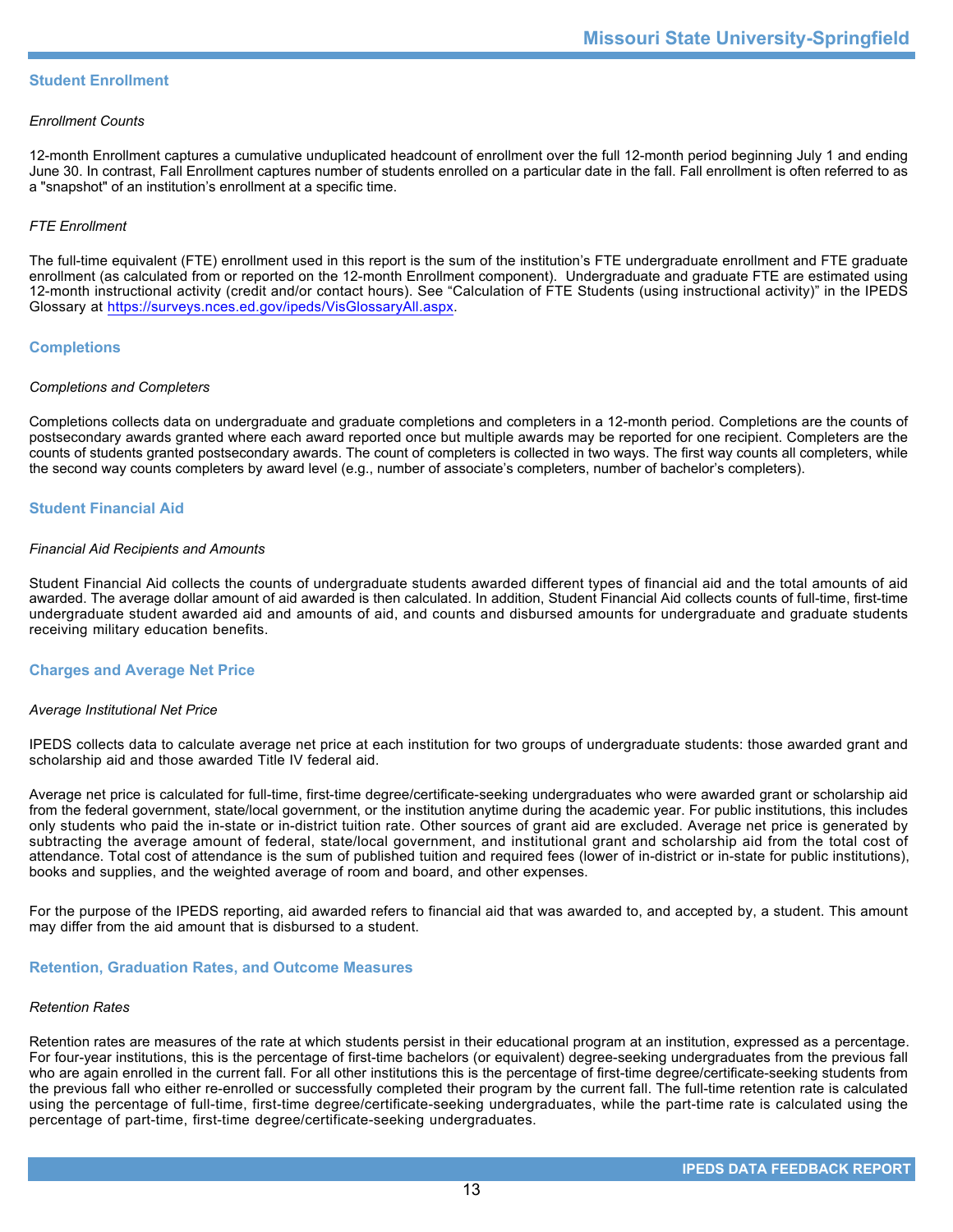## Student Enrollment

### *Enrollment Counts*

12-month Enrollment captures a cumulative unduplicated headcount of enrollment over the full 12-month period beginning July 1 and ending June 30. In contrast, Fall Enrollment captures number of students enrolled on a particular date in the fall. Fall enrollment is often referred to as a "snapshot" of an institution's enrollment at a specific time.

### *FTE Enrollment*

The full-time equivalent (FTE) enrollment used in this report is the sum of the institution's FTE undergraduate enrollment and FTE graduate enrollment (as calculated from or reported on the 12-month Enrollment component). Undergraduate and graduate FTE are estimated using 12-month instructional activity (credit and/or contact hours). See "Calculation of FTE Students (using instructional activity)" in the IPEDS Glossary at [https://surveys.nces.ed.gov/ipeds/VisGlossaryAll.aspx](https://surveys.nces.ed.gov/ipeds/VisGlossaryAll.aspx).

## Completions

### *Completions and Completers*

Completions collects data on undergraduate and graduate completions and completers in a 12-month period. Completions are the counts of postsecondary awards granted where each award reported once but multiple awards may be reported for one recipient. Completers are the counts of students granted postsecondary awards. The count of completers is collected in two ways. The first way counts all completers, while the second way counts completers by award level (e.g., number of associate's completers, number of bachelor's completers).

## Student Financial Aid

### *Financial Aid Recipients and Amounts*

Student Financial Aid collects the counts of undergraduate students awarded different types of financial aid and the total amounts of aid awarded. The average dollar amount of aid awarded is then calculated. In addition, Student Financial Aid collects counts of full-time, first-time undergraduate student awarded aid and amounts of aid, and counts and disbursed amounts for undergraduate and graduate students receiving military education benefits.

## Charges and Average Net Price

### *Average Institutional Net Price*

IPEDS collects data to calculate average net price at each institution for two groups of undergraduate students: those awarded grant and scholarship aid and those awarded Title IV federal aid.

Average net price is calculated for full-time, first-time degree/certificate-seeking undergraduates who were awarded grant or scholarship aid from the federal government, state/local government, or the institution anytime during the academic year. For public institutions, this includes only students who paid the in-state or in-district tuition rate. Other sources of grant aid are excluded. Average net price is generated by subtracting the average amount of federal, state/local government, and institutional grant and scholarship aid from the total cost of attendance. Total cost of attendance is the sum of published tuition and required fees (lower of in-district or in-state for public institutions), books and supplies, and the weighted average of room and board, and other expenses.

For the purpose of the IPEDS reporting, aid awarded refers to financial aid that was awarded to, and accepted by, a student. This amount may differ from the aid amount that is disbursed to a student.

## Retention, Graduation Rates, and Outcome Measures

### *Retention Rates*

Retention rates are measures of the rate at which students persist in their educational program at an institution, expressed as a percentage. For four-year institutions, this is the percentage of first-time bachelors (or equivalent) degree-seeking undergraduates from the previous fall who are again enrolled in the current fall. For all other institutions this is the percentage of first-time degree/certificate-seeking students from the previous fall who either re-enrolled or successfully completed their program by the current fall. The full-time retention rate is calculated using the percentage of full-time, first-time degree/certificate-seeking undergraduates, while the part-time rate is calculated using the percentage of part-time, first-time degree/certificate-seeking undergraduates.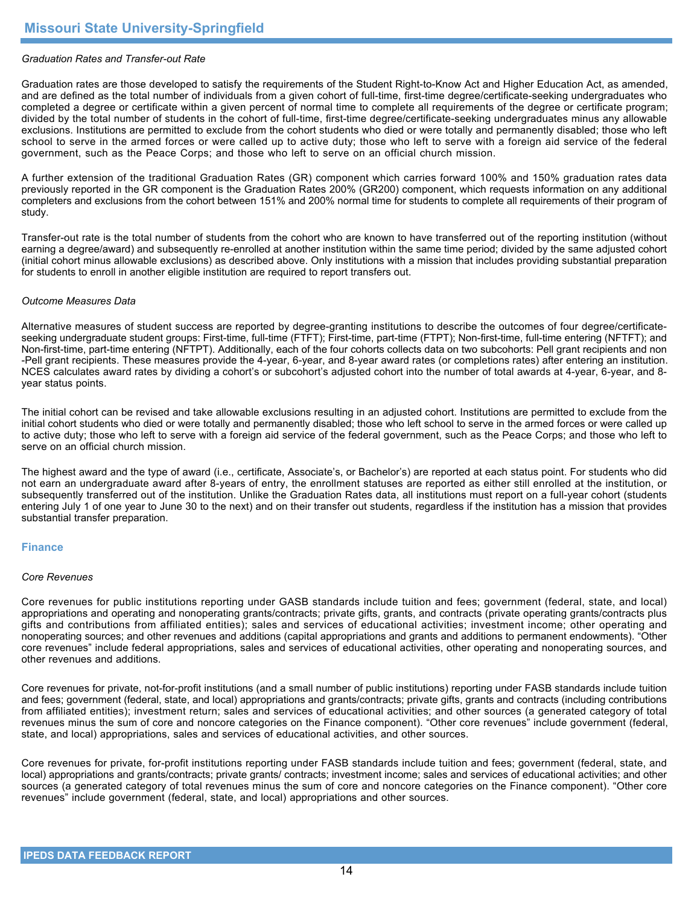*Graduation Rates and Transfer-out Rate*

Graduation rates are those developed to satisfy the requirements of the Student Right-to-Know Act and Higher Education Act, as amended, and are defined as the total number of individuals from a given cohort of full-time, first-time degree/certificate-seeking undergraduates who completed a degree or certificate within a given percent of normal time to complete all requirements of the degree or certificate program; divided by the total number of students in the cohort of full-time, first-time degree/certificate-seeking undergraduates minus any allowable exclusions. Institutions are permitted to exclude from the cohort students who died or were totally and permanently disabled; those who left school to serve in the armed forces or were called up to active duty; those who left to serve with a foreign aid service of the federal government, such as the Peace Corps; and those who left to serve on an official church mission.

A further extension of the traditional Graduation Rates (GR) component which carries forward 100% and 150% graduation rates data previously reported in the GR component is the Graduation Rates 200% (GR200) component, which requests information on any additional completers and exclusions from the cohort between 151% and 200% normal time for students to complete all requirements of their program of study.

Transfer-out rate is the total number of students from the cohort who are known to have transferred out of the reporting institution (without earning a degree/award) and subsequently re-enrolled at another institution within the same time period; divided by the same adjusted cohort (initial cohort minus allowable exclusions) as described above. Only institutions with a mission that includes providing substantial preparation for students to enroll in another eligible institution are required to report transfers out.

*Outcome Measures Data*

Alternative measures of student success are reported by degree-granting institutions to describe the outcomes of four degree/certificate-seeking undergraduate student groups: First-time, full-time (FTFT); First-time, part-time (FTPT); Non-first-time, full-time entering (NFTFT); and Non-first-time, part-time entering (NFTPT). Additionally, each of the four cohorts collects data on two subcohorts: Pell grant recipients and non -Pell grant recipients. These measures provide the 4-year, 6-year, and 8-year award rates (or completions rates) after entering an institution. NCES calculates award rates by dividing a cohort's or subcohort's adjusted cohort into the number of total awards at 4-year, 6-year, and 8-year status points.

The initial cohort can be revised and take allowable exclusions resulting in an adjusted cohort. Institutions are permitted to exclude from the initial cohort students who died or were totally and permanently disabled; those who left school to serve in the armed forces or were called up to active duty; those who left to serve with a foreign aid service of the federal government, such as the Peace Corps; and those who left to serve on an official church mission.

The highest award and the type of award (i.e., certificate, Associate's, or Bachelor's) are reported at each status point. For students who did not earn an undergraduate award after 8-years of entry, the enrollment statuses are reported as either still enrolled at the institution, or subsequently transferred out of the institution. Unlike the Graduation Rates data, all institutions must report on a full-year cohort (students entering July 1 of one year to June 30 to the next) and on their transfer out students, regardless if the institution has a mission that provides substantial transfer preparation.

## Finance

*Core Revenues*

Core revenues for public institutions reporting under GASB standards include tuition and fees; government (federal, state, and local) appropriations and operating and nonoperating grants/contracts; private gifts, grants, and contracts (private operating grants/contracts plus gifts and contributions from affiliated entities); sales and services of educational activities; investment income; other operating and nonoperating sources; and other revenues and additions (capital appropriations and grants and additions to permanent endowments). "Other core revenues" include federal appropriations, sales and services of educational activities, other operating and nonoperating sources, and other revenues and additions.

Core revenues for private, not-for-profit institutions (and a small number of public institutions) reporting under FASB standards include tuition and fees; government (federal, state, and local) appropriations and grants/contracts; private gifts, grants and contracts (including contributions from affiliated entities); investment return; sales and services of educational activities; and other sources (a generated category of total revenues minus the sum of core and noncore categories on the Finance component). "Other core revenues" include government (federal, state, and local) appropriations, sales and services of educational activities, and other sources.

Core revenues for private, for-profit institutions reporting under FASB standards include tuition and fees; government (federal, state, and local) appropriations and grants/contracts; private grants/ contracts; investment income; sales and services of educational activities; and other sources (a generated category of total revenues minus the sum of core and noncore categories on the Finance component). "Other core revenues" include government (federal, state, and local) appropriations and other sources.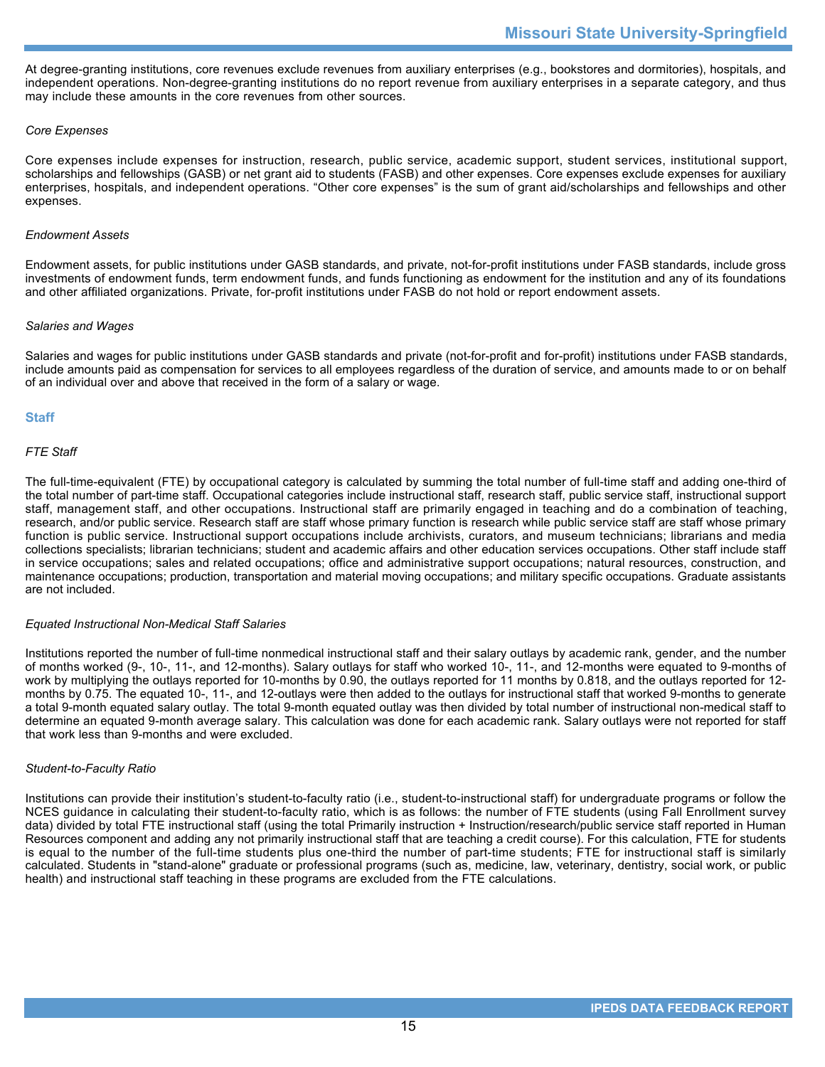At degree-granting institutions, core revenues exclude revenues from auxiliary enterprises (e.g., bookstores and dormitories), hospitals, and independent operations. Non-degree-granting institutions do no report revenue from auxiliary enterprises in a separate category, and thus may include these amounts in the core revenues from other sources.

*Core Expenses*

Core expenses include expenses for instruction, research, public service, academic support, student services, institutional support, scholarships and fellowships (GASB) or net grant aid to students (FASB) and other expenses. Core expenses exclude expenses for auxiliary enterprises, hospitals, and independent operations. "Other core expenses" is the sum of grant aid/scholarships and fellowships and other expenses.

*Endowment Assets*

Endowment assets, for public institutions under GASB standards, and private, not-for-profit institutions under FASB standards, include gross investments of endowment funds, term endowment funds, and funds functioning as endowment for the institution and any of its foundations and other affiliated organizations. Private, for-profit institutions under FASB do not hold or report endowment assets.

*Salaries and Wages*

Salaries and wages for public institutions under GASB standards and private (not-for-profit and for-profit) institutions under FASB standards, include amounts paid as compensation for services to all employees regardless of the duration of service, and amounts made to or on behalf of an individual over and above that received in the form of a salary or wage.

## Staff

*FTE Staff*

The full-time-equivalent (FTE) by occupational category is calculated by summing the total number of full-time staff and adding one-third of the total number of part-time staff. Occupational categories include instructional staff, research staff, public service staff, instructional support staff, management staff, and other occupations. Instructional staff are primarily engaged in teaching and do a combination of teaching, research, and/or public service. Research staff are staff whose primary function is research while public service staff are staff whose primary function is public service. Instructional support occupations include archivists, curators, and museum technicians; librarians and media collections specialists; librarian technicians; student and academic affairs and other education services occupations. Other staff include staff in service occupations; sales and related occupations; office and administrative support occupations; natural resources, construction, and maintenance occupations; production, transportation and material moving occupations; and military specific occupations. Graduate assistants are not included.

*Equated Instructional Non-Medical Staff Salaries*

Institutions reported the number of full-time nonmedical instructional staff and their salary outlays by academic rank, gender, and the number of months worked (9-, 10-, 11-, and 12-months). Salary outlays for staff who worked 10-, 11-, and 12-months were equated to 9-months of work by multiplying the outlays reported for 10-months by 0.90, the outlays reported for 11 months by 0.818, and the outlays reported for 12-months by 0.75. The equated 10-, 11-, and 12-outlays were then added to the outlays for instructional staff that worked 9-months to generate a total 9-month equated salary outlay. The total 9-month equated outlay was then divided by total number of instructional non-medical staff to determine an equated 9-month average salary. This calculation was done for each academic rank. Salary outlays were not reported for staff that work less than 9-months and were excluded.

*Student-to-Faculty Ratio*

Institutions can provide their institution's student-to-faculty ratio (i.e., student-to-instructional staff) for undergraduate programs or follow the NCES guidance in calculating their student-to-faculty ratio, which is as follows: the number of FTE students (using Fall Enrollment survey data) divided by total FTE instructional staff (using the total Primarily instruction + Instruction/research/public service staff reported in Human Resources component and adding any not primarily instructional staff that are teaching a credit course). For this calculation, FTE for students is equal to the number of the full-time students plus one-third the number of part-time students; FTE for instructional staff is similarly calculated. Students in "stand-alone" graduate or professional programs (such as, medicine, law, veterinary, dentistry, social work, or public health) and instructional staff teaching in these programs are excluded from the FTE calculations.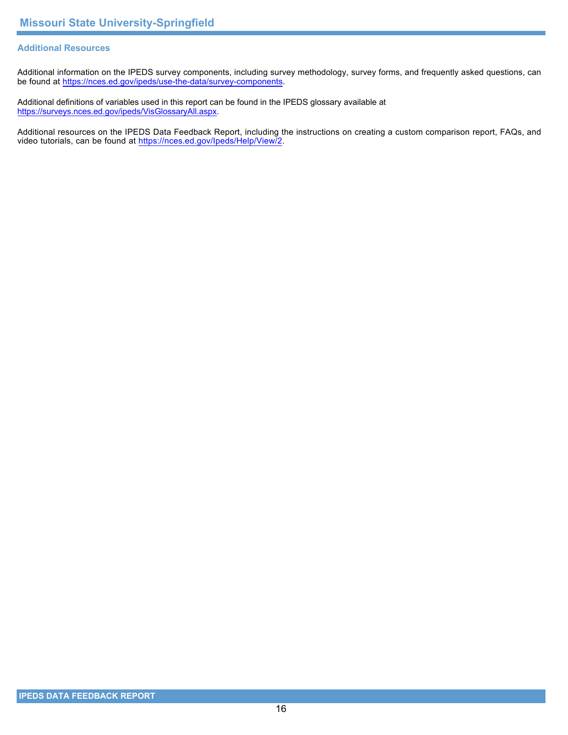## Additional Resources

Additional information on the IPEDS survey components, including survey methodology, survey forms, and frequently asked questions, can be found at https://nces.ed.gov/ipeds/use-the-data/survey-components.

Additional definitions of variables used in this report can be found in the IPEDS glossary available at https://surveys.nces.ed.gov/ipeds/VisGlossaryAll.aspx.

Additional resources on the IPEDS Data Feedback Report, including the instructions on creating a custom comparison report, FAQs, and video tutorials, can be found at https://nces.ed.gov/Ipeds/Help/View/2.